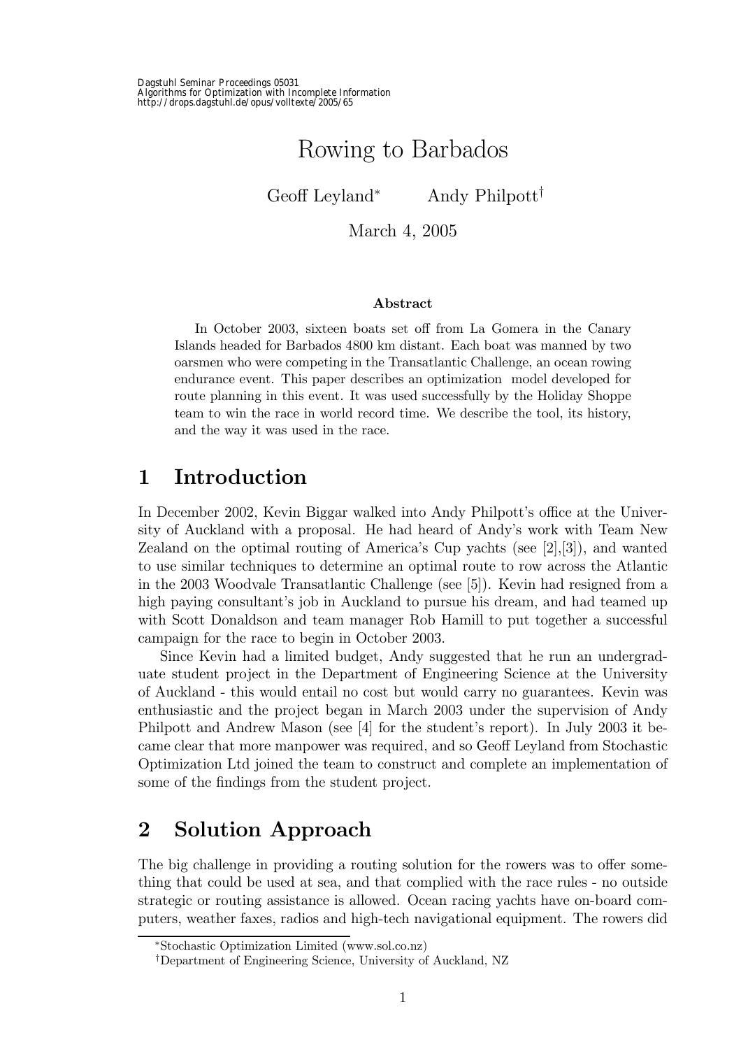Dagstuhl Seminar Proceedings 05031
Algorithms for Optimization with Incomplete Information
http://drops.dagstuhl.de/opus/volltexte/2005/65

# Rowing to Barbados

Geoff Leyland[*] Andy Philpott[†]

March 4, 2005

**Abstract**

In October 2003, sixteen boats set off from La Gomera in the Canary Islands headed for Barbados 4800 km distant. Each boat was manned by two oarsmen who were competing in the Transatlantic Challenge, an ocean rowing endurance event. This paper describes an optimization model developed for route planning in this event. It was used successfully by the Holiday Shoppe team to win the race in world record time. We describe the tool, its history, and the way it was used in the race.

## 1 Introduction

In December 2002, Kevin Biggar walked into Andy Philpott's office at the University of Auckland with a proposal. He had heard of Andy's work with Team New Zealand on the optimal routing of America's Cup yachts (see [2],[3]), and wanted to use similar techniques to determine an optimal route to row across the Atlantic in the 2003 Woodvale Transatlantic Challenge (see [5]). Kevin had resigned from a high paying consultant's job in Auckland to pursue his dream, and had teamed up with Scott Donaldson and team manager Rob Hamill to put together a successful campaign for the race to begin in October 2003.

Since Kevin had a limited budget, Andy suggested that he run an undergraduate student project in the Department of Engineering Science at the University of Auckland - this would entail no cost but would carry no guarantees. Kevin was enthusiastic and the project began in March 2003 under the supervision of Andy Philpott and Andrew Mason (see [4] for the student's report). In July 2003 it became clear that more manpower was required, and so Geoff Leyland from Stochastic Optimization Ltd joined the team to construct and complete an implementation of some of the findings from the student project.

## 2 Solution Approach

The big challenge in providing a routing solution for the rowers was to offer something that could be used at sea, and that complied with the race rules - no outside strategic or routing assistance is allowed. Ocean racing yachts have on-board computers, weather faxes, radios and high-tech navigational equipment. The rowers did

[*] Stochastic Optimization Limited (www.sol.co.nz)

[†] Department of Engineering Science, University of Auckland, NZ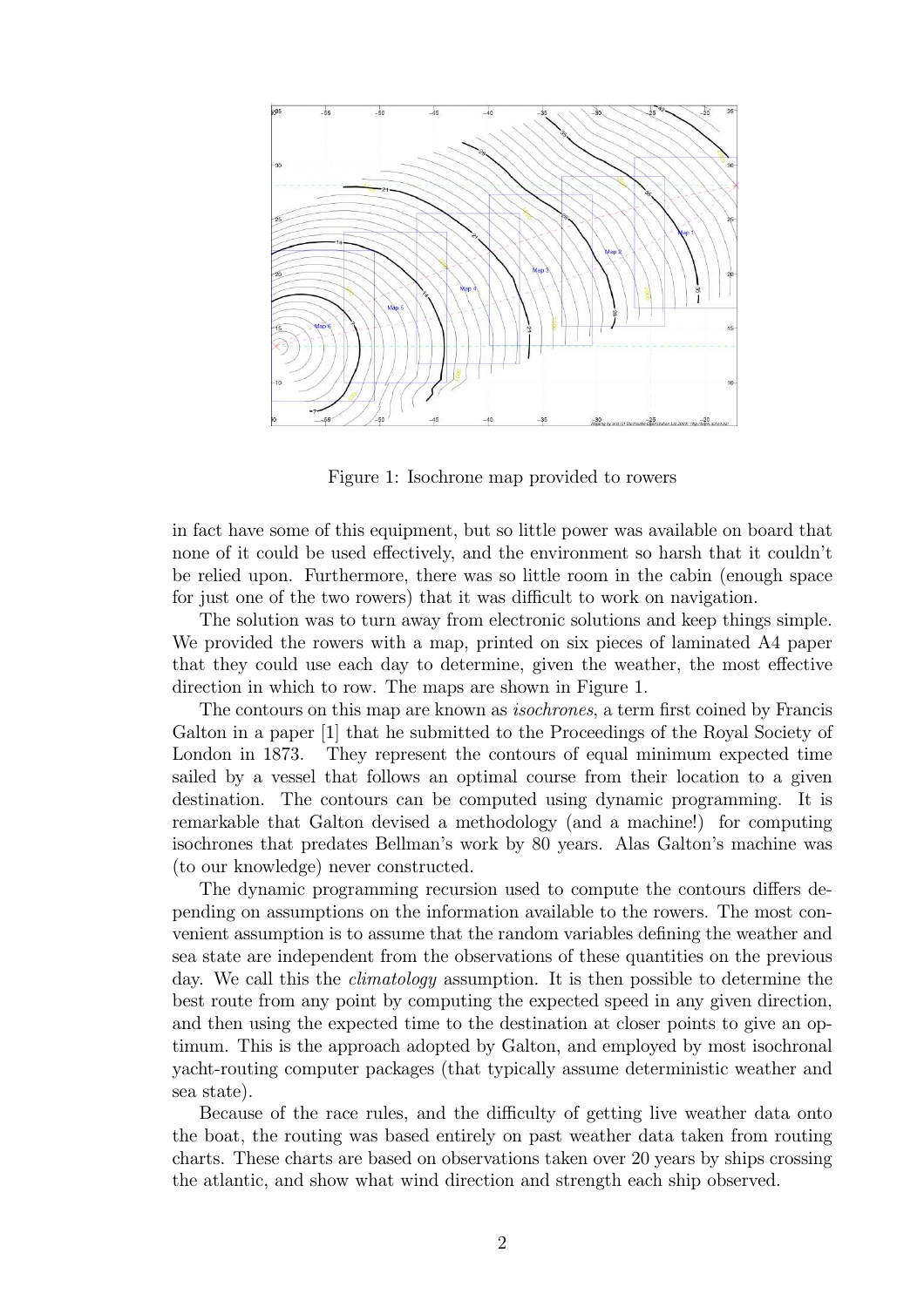Figure 1: Isochrone map provided to rowers

in fact have some of this equipment, but so little power was available on board that none of it could be used effectively, and the environment so harsh that it couldn't be relied upon. Furthermore, there was so little room in the cabin (enough space for just one of the two rowers) that it was difficult to work on navigation.

The solution was to turn away from electronic solutions and keep things simple. We provided the rowers with a map, printed on six pieces of laminated A4 paper that they could use each day to determine, given the weather, the most effective direction in which to row. The maps are shown in Figure 1.

The contours on this map are known as *isochrones*, a term first coined by Francis Galton in a paper [1] that he submitted to the Proceedings of the Royal Society of London in 1873. They represent the contours of equal minimum expected time sailed by a vessel that follows an optimal course from their location to a given destination. The contours can be computed using dynamic programming. It is remarkable that Galton devised a methodology (and a machine!) for computing isochrones that predates Bellman's work by 80 years. Alas Galton's machine was (to our knowledge) never constructed.

The dynamic programming recursion used to compute the contours differs depending on assumptions on the information available to the rowers. The most convenient assumption is to assume that the random variables defining the weather and sea state are independent from the observations of these quantities on the previous day. We call this the *climatology* assumption. It is then possible to determine the best route from any point by computing the expected speed in any given direction, and then using the expected time to the destination at closer points to give an optimum. This is the approach adopted by Galton, and employed by most isochronal yacht-routing computer packages (that typically assume deterministic weather and sea state).

Because of the race rules, and the difficulty of getting live weather data onto the boat, the routing was based entirely on past weather data taken from routing charts. These charts are based on observations taken over 20 years by ships crossing the atlantic, and show what wind direction and strength each ship observed.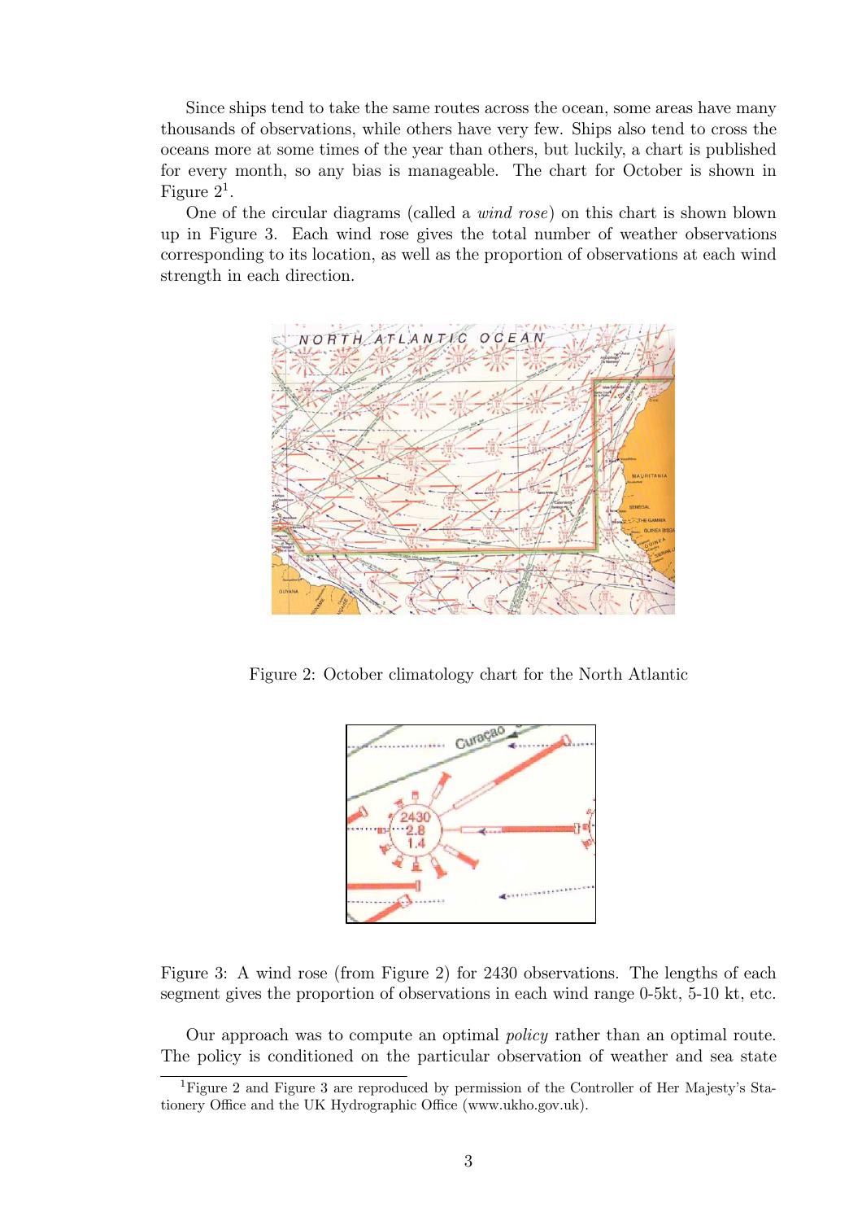Since ships tend to take the same routes across the ocean, some areas have many thousands of observations, while others have very few. Ships also tend to cross the oceans more at some times of the year than others, but luckily, a chart is published for every month, so any bias is manageable. The chart for October is shown in Figure 2[1].

One of the circular diagrams (called a *wind rose*) on this chart is shown blown up in Figure 3. Each wind rose gives the total number of weather observations corresponding to its location, as well as the proportion of observations at each wind strength in each direction.

Figure 2: October climatology chart for the North Atlantic

Figure 3: A wind rose (from Figure 2) for 2430 observations. The lengths of each segment gives the proportion of observations in each wind range 0-5kt, 5-10 kt, etc.

Our approach was to compute an optimal *policy* rather than an optimal route. The policy is conditioned on the particular observation of weather and sea state

[1]Figure 2 and Figure 3 are reproduced by permission of the Controller of Her Majesty's Stationery Office and the UK Hydrographic Office (www.ukho.gov.uk).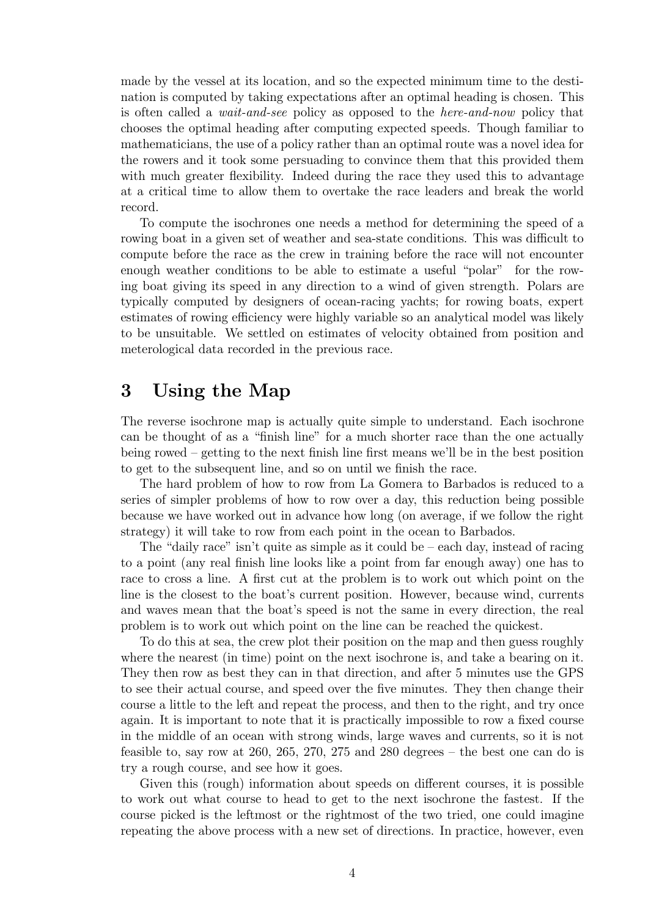made by the vessel at its location, and so the expected minimum time to the destination is computed by taking expectations after an optimal heading is chosen. This is often called a *wait-and-see* policy as opposed to the *here-and-now* policy that chooses the optimal heading after computing expected speeds. Though familiar to mathematicians, the use of a policy rather than an optimal route was a novel idea for the rowers and it took some persuading to convince them that this provided them with much greater flexibility. Indeed during the race they used this to advantage at a critical time to allow them to overtake the race leaders and break the world record.

To compute the isochrones one needs a method for determining the speed of a rowing boat in a given set of weather and sea-state conditions. This was difficult to compute before the race as the crew in training before the race will not encounter enough weather conditions to be able to estimate a useful "polar" for the rowing boat giving its speed in any direction to a wind of given strength. Polars are typically computed by designers of ocean-racing yachts; for rowing boats, expert estimates of rowing efficiency were highly variable so an analytical model was likely to be unsuitable. We settled on estimates of velocity obtained from position and meterological data recorded in the previous race.

# 3 Using the Map

The reverse isochrone map is actually quite simple to understand. Each isochrone can be thought of as a "finish line" for a much shorter race than the one actually being rowed – getting to the next finish line first means we'll be in the best position to get to the subsequent line, and so on until we finish the race.

The hard problem of how to row from La Gomera to Barbados is reduced to a series of simpler problems of how to row over a day, this reduction being possible because we have worked out in advance how long (on average, if we follow the right strategy) it will take to row from each point in the ocean to Barbados.

The "daily race" isn't quite as simple as it could be – each day, instead of racing to a point (any real finish line looks like a point from far enough away) one has to race to cross a line. A first cut at the problem is to work out which point on the line is the closest to the boat's current position. However, because wind, currents and waves mean that the boat's speed is not the same in every direction, the real problem is to work out which point on the line can be reached the quickest.

To do this at sea, the crew plot their position on the map and then guess roughly where the nearest (in time) point on the next isochrone is, and take a bearing on it. They then row as best they can in that direction, and after 5 minutes use the GPS to see their actual course, and speed over the five minutes. They then change their course a little to the left and repeat the process, and then to the right, and try once again. It is important to note that it is practically impossible to row a fixed course in the middle of an ocean with strong winds, large waves and currents, so it is not feasible to, say row at 260, 265, 270, 275 and 280 degrees – the best one can do is try a rough course, and see how it goes.

Given this (rough) information about speeds on different courses, it is possible to work out what course to head to get to the next isochrone the fastest. If the course picked is the leftmost or the rightmost of the two tried, one could imagine repeating the above process with a new set of directions. In practice, however, even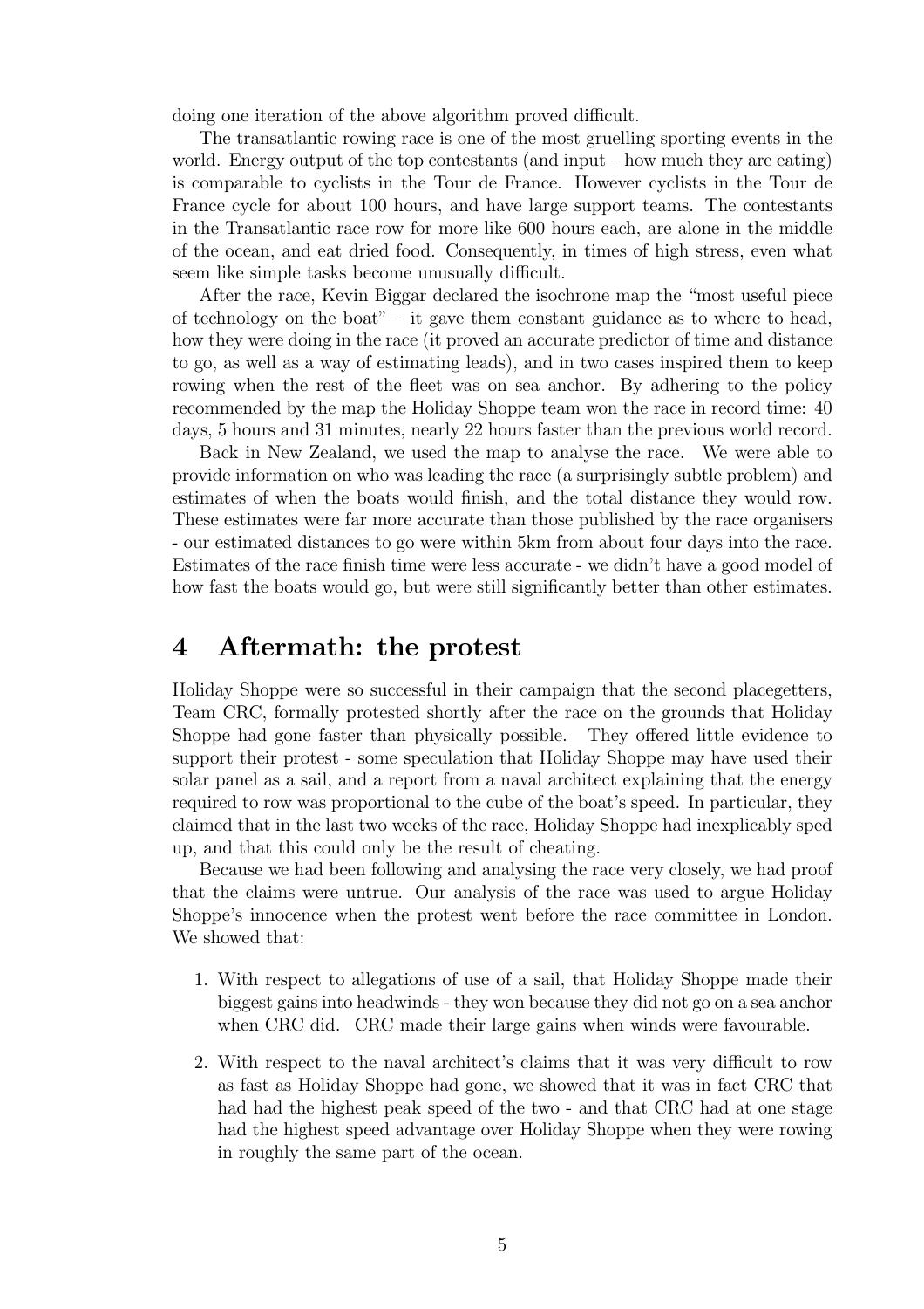doing one iteration of the above algorithm proved difficult.

The transatlantic rowing race is one of the most gruelling sporting events in the world. Energy output of the top contestants (and input – how much they are eating) is comparable to cyclists in the Tour de France. However cyclists in the Tour de France cycle for about 100 hours, and have large support teams. The contestants in the Transatlantic race row for more like 600 hours each, are alone in the middle of the ocean, and eat dried food. Consequently, in times of high stress, even what seem like simple tasks become unusually difficult.

After the race, Kevin Biggar declared the isochrone map the "most useful piece of technology on the boat" – it gave them constant guidance as to where to head, how they were doing in the race (it proved an accurate predictor of time and distance to go, as well as a way of estimating leads), and in two cases inspired them to keep rowing when the rest of the fleet was on sea anchor. By adhering to the policy recommended by the map the Holiday Shoppe team won the race in record time: 40 days, 5 hours and 31 minutes, nearly 22 hours faster than the previous world record.

Back in New Zealand, we used the map to analyse the race. We were able to provide information on who was leading the race (a surprisingly subtle problem) and estimates of when the boats would finish, and the total distance they would row. These estimates were far more accurate than those published by the race organisers - our estimated distances to go were within 5km from about four days into the race. Estimates of the race finish time were less accurate - we didn't have a good model of how fast the boats would go, but were still significantly better than other estimates.

## 4 Aftermath: the protest

Holiday Shoppe were so successful in their campaign that the second placegetters, Team CRC, formally protested shortly after the race on the grounds that Holiday Shoppe had gone faster than physically possible. They offered little evidence to support their protest - some speculation that Holiday Shoppe may have used their solar panel as a sail, and a report from a naval architect explaining that the energy required to row was proportional to the cube of the boat's speed. In particular, they claimed that in the last two weeks of the race, Holiday Shoppe had inexplicably sped up, and that this could only be the result of cheating.

Because we had been following and analysing the race very closely, we had proof that the claims were untrue. Our analysis of the race was used to argue Holiday Shoppe's innocence when the protest went before the race committee in London. We showed that:

1. With respect to allegations of use of a sail, that Holiday Shoppe made their biggest gains into headwinds - they won because they did not go on a sea anchor when CRC did. CRC made their large gains when winds were favourable.
2. With respect to the naval architect's claims that it was very difficult to row as fast as Holiday Shoppe had gone, we showed that it was in fact CRC that had had the highest peak speed of the two - and that CRC had at one stage had the highest speed advantage over Holiday Shoppe when they were rowing in roughly the same part of the ocean.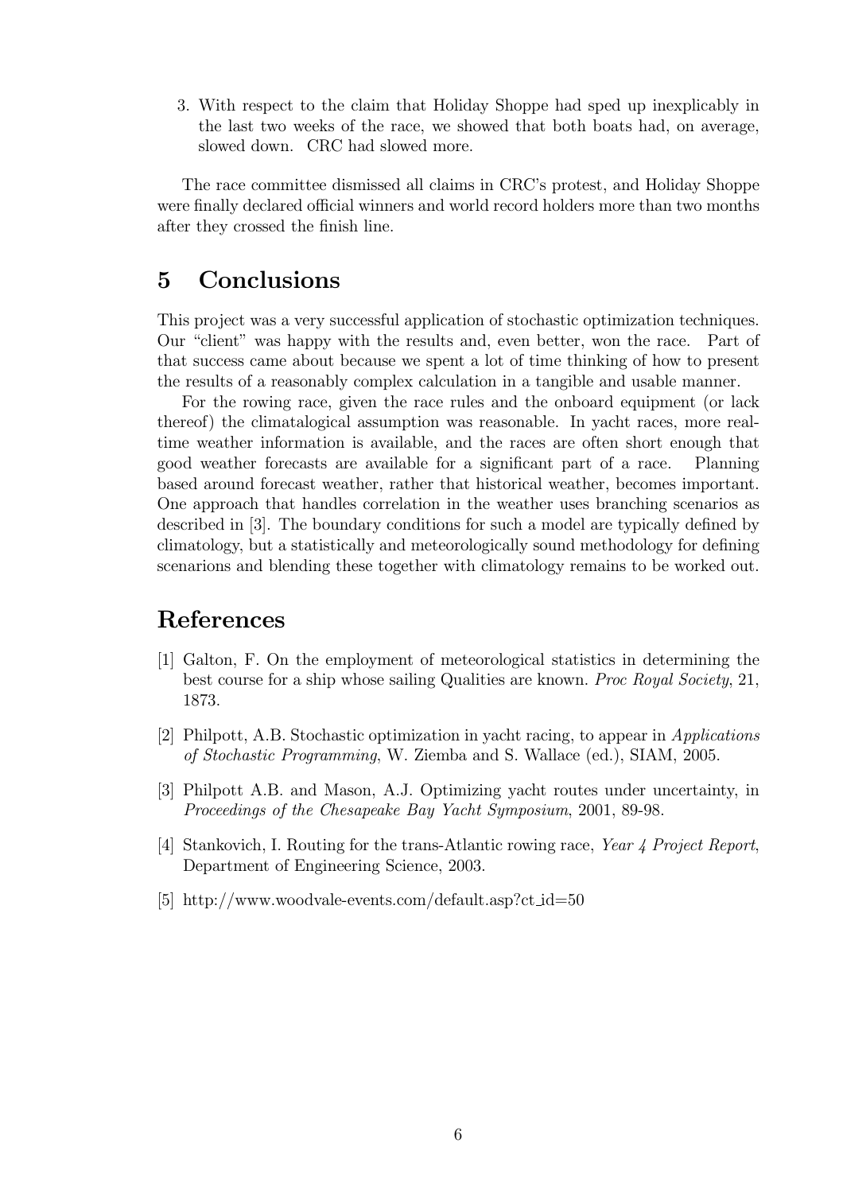3. With respect to the claim that Holiday Shoppe had sped up inexplicably in the last two weeks of the race, we showed that both boats had, on average, slowed down. CRC had slowed more.

The race committee dismissed all claims in CRC's protest, and Holiday Shoppe were finally declared official winners and world record holders more than two months after they crossed the finish line.

## 5 Conclusions

This project was a very successful application of stochastic optimization techniques. Our "client" was happy with the results and, even better, won the race. Part of that success came about because we spent a lot of time thinking of how to present the results of a reasonably complex calculation in a tangible and usable manner.

For the rowing race, given the race rules and the onboard equipment (or lack thereof) the climatalogical assumption was reasonable. In yacht races, more real-time weather information is available, and the races are often short enough that good weather forecasts are available for a significant part of a race. Planning based around forecast weather, rather that historical weather, becomes important. One approach that handles correlation in the weather uses branching scenarios as described in [3]. The boundary conditions for such a model are typically defined by climatology, but a statistically and meteorologically sound methodology for defining scenarions and blending these together with climatology remains to be worked out.

## References

[1] Galton, F. On the employment of meteorological statistics in determining the best course for a ship whose sailing Qualities are known. *Proc Royal Society*, 21, 1873.

[2] Philpott, A.B. Stochastic optimization in yacht racing, to appear in *Applications of Stochastic Programming*, W. Ziemba and S. Wallace (ed.), SIAM, 2005.

[3] Philpott A.B. and Mason, A.J. Optimizing yacht routes under uncertainty, in *Proceedings of the Chesapeake Bay Yacht Symposium*, 2001, 89-98.

[4] Stankovich, I. Routing for the trans-Atlantic rowing race, *Year 4 Project Report*, Department of Engineering Science, 2003.

[5] http://www.woodvale-events.com/default.asp?ct_id=50